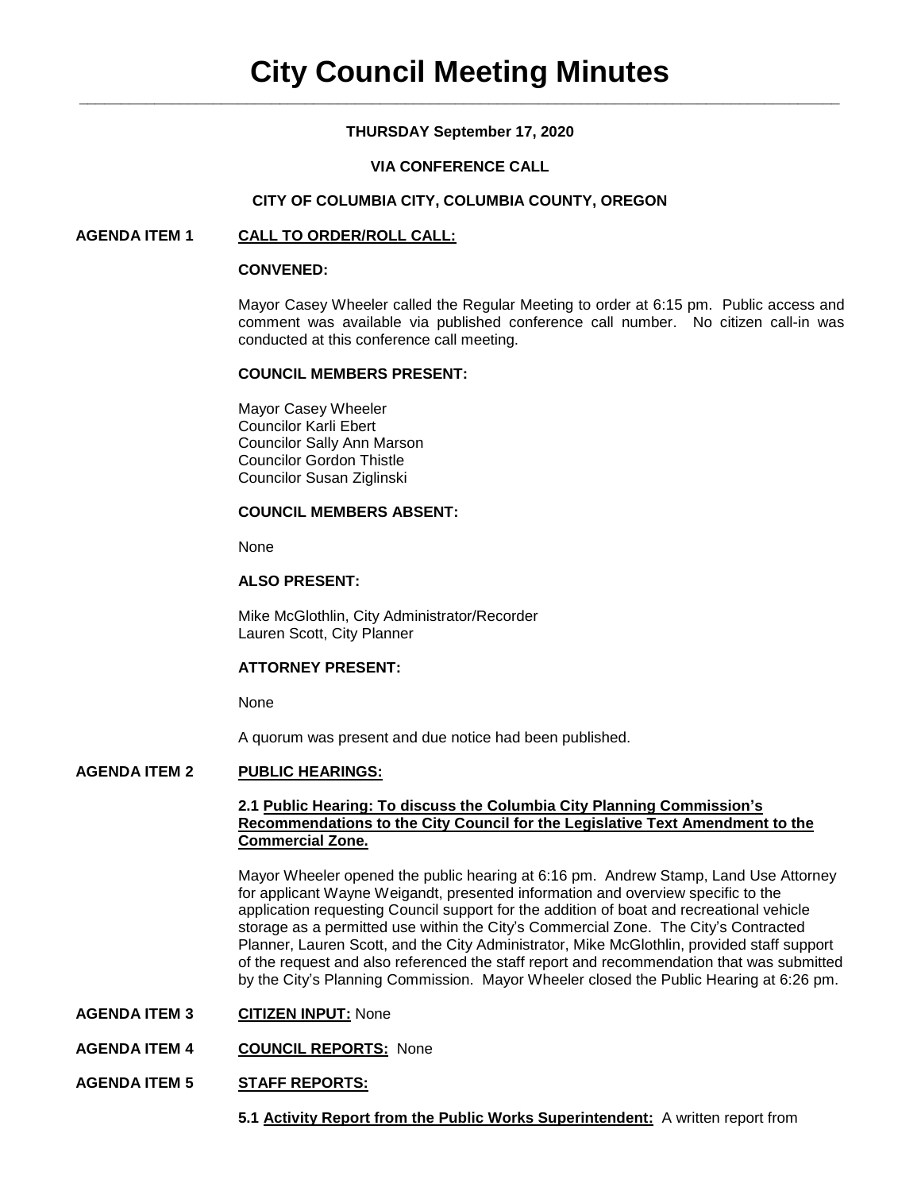# City Council Meeting Minutes

**THURSDAY September 17, 2020**

**VIA CONFERENCE CALL**

**CITY OF COLUMBIA CITY, COLUMBIA COUNTY, OREGON**

**AGENDA ITEM 1** **CALL TO ORDER/ROLL CALL:**

**CONVENED:**

Mayor Casey Wheeler called the Regular Meeting to order at 6:15 pm. Public access and comment was available via published conference call number. No citizen call-in was conducted at this conference call meeting.

**COUNCIL MEMBERS PRESENT:**

Mayor Casey Wheeler
Councilor Karli Ebert
Councilor Sally Ann Marson
Councilor Gordon Thistle
Councilor Susan Ziglinski

**COUNCIL MEMBERS ABSENT:**

None

**ALSO PRESENT:**

Mike McGlothlin, City Administrator/Recorder
Lauren Scott, City Planner

**ATTORNEY PRESENT:**

None

A quorum was present and due notice had been published.

**AGENDA ITEM 2** **PUBLIC HEARINGS:**

**2.1 Public Hearing: To discuss the Columbia City Planning Commission's Recommendations to the City Council for the Legislative Text Amendment to the Commercial Zone.**

Mayor Wheeler opened the public hearing at 6:16 pm. Andrew Stamp, Land Use Attorney for applicant Wayne Weigandt, presented information and overview specific to the application requesting Council support for the addition of boat and recreational vehicle storage as a permitted use within the City's Commercial Zone. The City's Contracted Planner, Lauren Scott, and the City Administrator, Mike McGlothlin, provided staff support of the request and also referenced the staff report and recommendation that was submitted by the City's Planning Commission. Mayor Wheeler closed the Public Hearing at 6:26 pm.

**AGENDA ITEM 3** **CITIZEN INPUT:** None

**AGENDA ITEM 4** **COUNCIL REPORTS:** None

**AGENDA ITEM 5** **STAFF REPORTS:**

**5.1 Activity Report from the Public Works Superintendent:** A written report from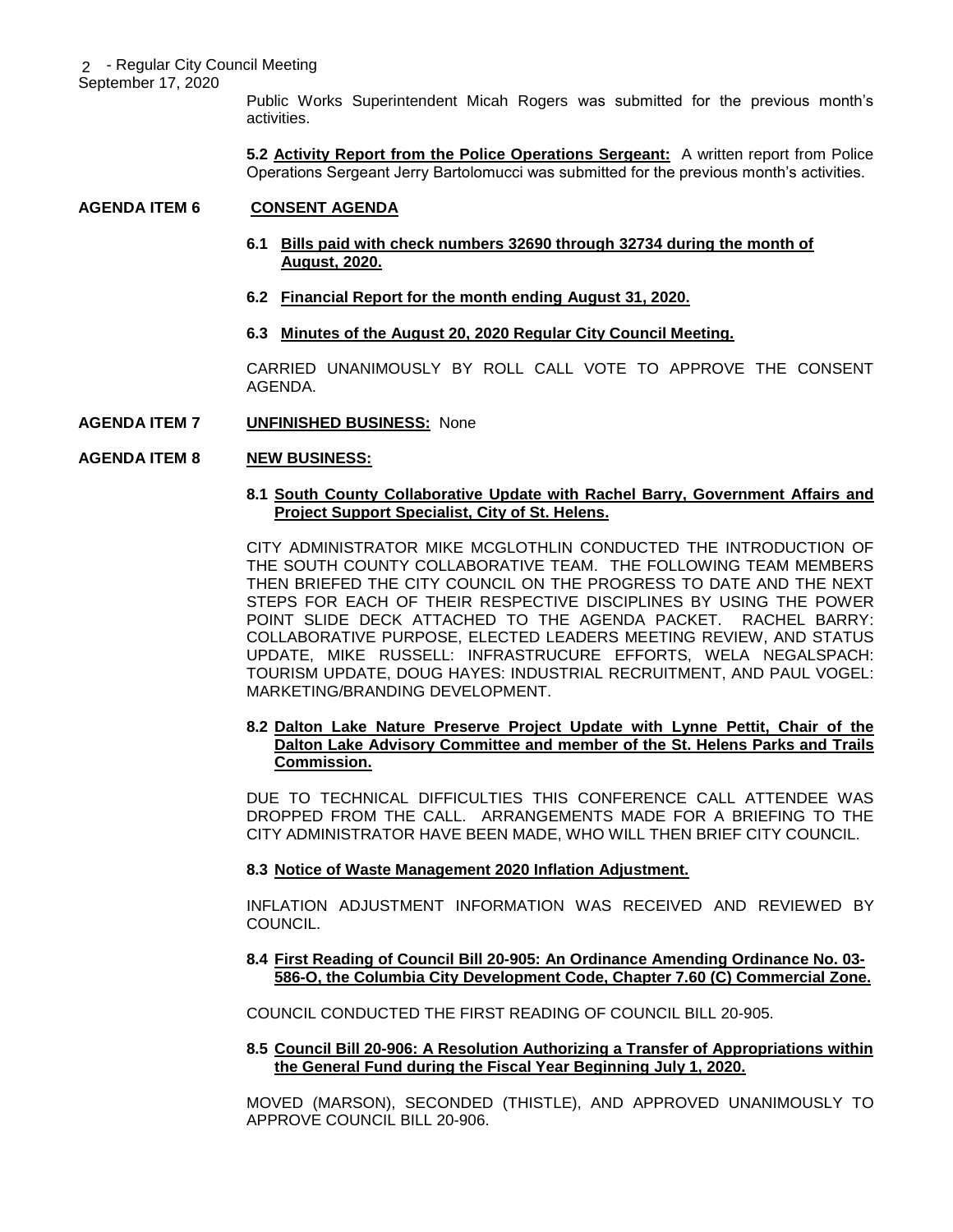Public Works Superintendent Micah Rogers was submitted for the previous month's activities.

**5.2 Activity Report from the Police Operations Sergeant:** A written report from Police Operations Sergeant Jerry Bartolomucci was submitted for the previous month's activities.

**AGENDA ITEM 6 CONSENT AGENDA**

**6.1 Bills paid with check numbers 32690 through 32734 during the month of August, 2020.**

**6.2 Financial Report for the month ending August 31, 2020.**

**6.3 Minutes of the August 20, 2020 Regular City Council Meeting.**

CARRIED UNANIMOUSLY BY ROLL CALL VOTE TO APPROVE THE CONSENT AGENDA.

**AGENDA ITEM 7 UNFINISHED BUSINESS:** None

**AGENDA ITEM 8 NEW BUSINESS:**

**8.1 South County Collaborative Update with Rachel Barry, Government Affairs and Project Support Specialist, City of St. Helens.**

CITY ADMINISTRATOR MIKE MCGLOTHLIN CONDUCTED THE INTRODUCTION OF THE SOUTH COUNTY COLLABORATIVE TEAM. THE FOLLOWING TEAM MEMBERS THEN BRIEFED THE CITY COUNCIL ON THE PROGRESS TO DATE AND THE NEXT STEPS FOR EACH OF THEIR RESPECTIVE DISCIPLINES BY USING THE POWER POINT SLIDE DECK ATTACHED TO THE AGENDA PACKET. RACHEL BARRY: COLLABORATIVE PURPOSE, ELECTED LEADERS MEETING REVIEW, AND STATUS UPDATE, MIKE RUSSELL: INFRASTRUCURE EFFORTS, WELA NEGALSPACH: TOURISM UPDATE, DOUG HAYES: INDUSTRIAL RECRUITMENT, AND PAUL VOGEL: MARKETING/BRANDING DEVELOPMENT.

**8.2 Dalton Lake Nature Preserve Project Update with Lynne Pettit, Chair of the Dalton Lake Advisory Committee and member of the St. Helens Parks and Trails Commission.**

DUE TO TECHNICAL DIFFICULTIES THIS CONFERENCE CALL ATTENDEE WAS DROPPED FROM THE CALL. ARRANGEMENTS MADE FOR A BRIEFING TO THE CITY ADMINISTRATOR HAVE BEEN MADE, WHO WILL THEN BRIEF CITY COUNCIL.

**8.3 Notice of Waste Management 2020 Inflation Adjustment.**

INFLATION ADJUSTMENT INFORMATION WAS RECEIVED AND REVIEWED BY COUNCIL.

**8.4 First Reading of Council Bill 20-905: An Ordinance Amending Ordinance No. 03-586-O, the Columbia City Development Code, Chapter 7.60 (C) Commercial Zone.**

COUNCIL CONDUCTED THE FIRST READING OF COUNCIL BILL 20-905.

**8.5 Council Bill 20-906: A Resolution Authorizing a Transfer of Appropriations within the General Fund during the Fiscal Year Beginning July 1, 2020.**

MOVED (MARSON), SECONDED (THISTLE), AND APPROVED UNANIMOUSLY TO APPROVE COUNCIL BILL 20-906.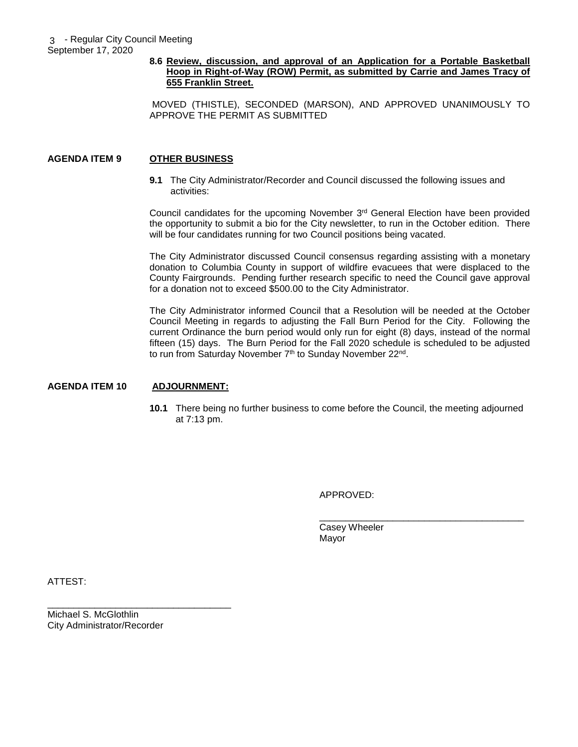**8.6 Review, discussion, and approval of an Application for a Portable Basketball Hoop in Right-of-Way (ROW) Permit, as submitted by Carrie and James Tracy of 655 Franklin Street.**

MOVED (THISTLE), SECONDED (MARSON), AND APPROVED UNANIMOUSLY TO APPROVE THE PERMIT AS SUBMITTED

**AGENDA ITEM 9 OTHER BUSINESS**

**9.1** The City Administrator/Recorder and Council discussed the following issues and activities:

Council candidates for the upcoming November 3rd General Election have been provided the opportunity to submit a bio for the City newsletter, to run in the October edition. There will be four candidates running for two Council positions being vacated.

The City Administrator discussed Council consensus regarding assisting with a monetary donation to Columbia County in support of wildfire evacuees that were displaced to the County Fairgrounds. Pending further research specific to need the Council gave approval for a donation not to exceed $500.00 to the City Administrator.

The City Administrator informed Council that a Resolution will be needed at the October Council Meeting in regards to adjusting the Fall Burn Period for the City. Following the current Ordinance the burn period would only run for eight (8) days, instead of the normal fifteen (15) days. The Burn Period for the Fall 2020 schedule is scheduled to be adjusted to run from Saturday November 7th to Sunday November 22nd.

**AGENDA ITEM 10 ADJOURNMENT:**

**10.1** There being no further business to come before the Council, the meeting adjourned at 7:13 pm.

APPROVED:

\_\_\_\_\_\_\_\_\_\_\_\_\_\_\_\_\_\_\_\_\_\_\_\_\_\_\_\_\_\_\_\_\_\_\_\_\_\_\_\_
Casey Wheeler
Mayor

ATTEST:

\_\_\_\_\_\_\_\_\_\_\_\_\_\_\_\_\_\_\_\_\_\_\_\_\_\_\_\_\_\_\_\_\_\_\_\_
Michael S. McGlothlin
City Administrator/Recorder